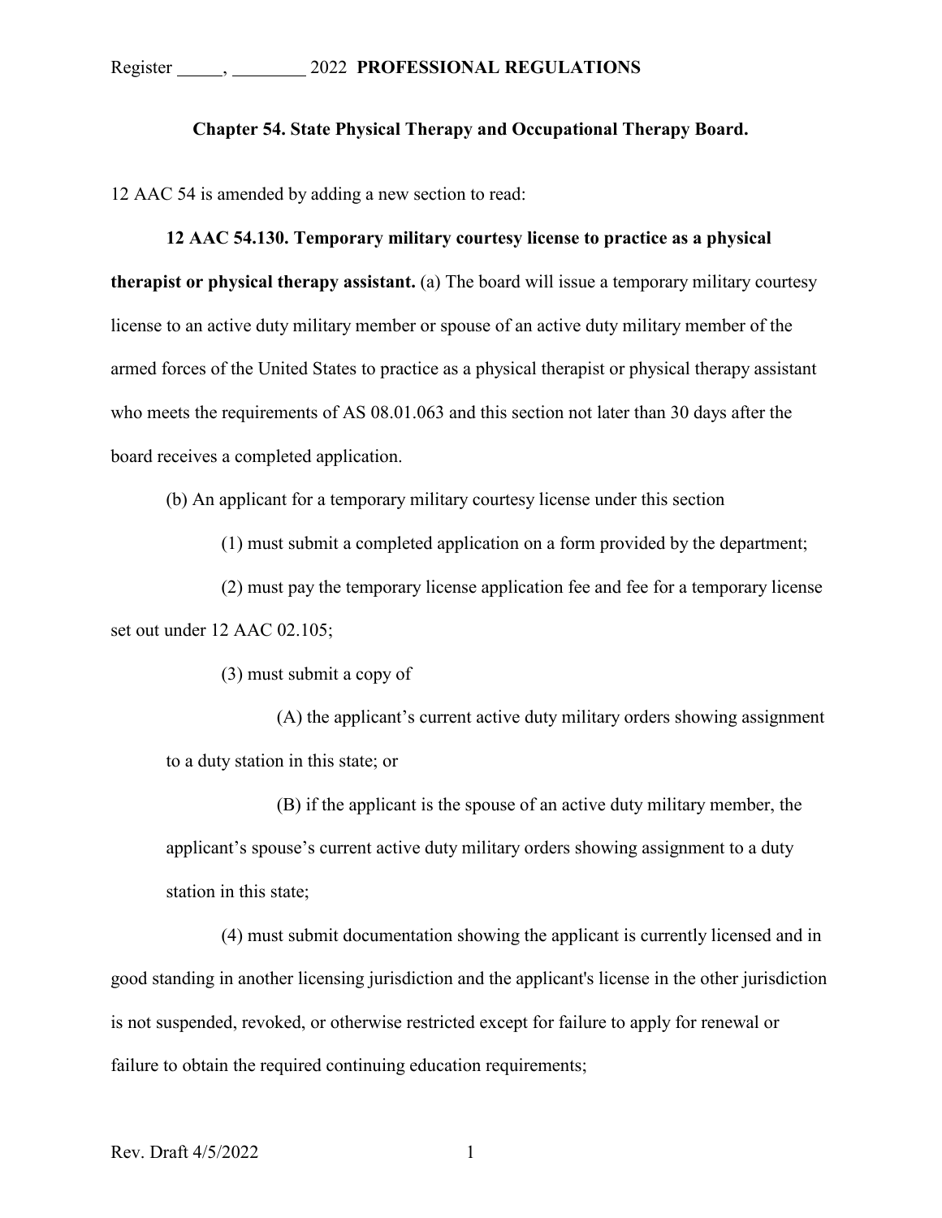Register _____, ________ 2022 **PROFESSIONAL REGULATIONS**

**Chapter 54. State Physical Therapy and Occupational Therapy Board.**

12 AAC 54 is amended by adding a new section to read:

**12 AAC 54.130. Temporary military courtesy license to practice as a physical therapist or physical therapy assistant.** (a) The board will issue a temporary military courtesy license to an active duty military member or spouse of an active duty military member of the armed forces of the United States to practice as a physical therapist or physical therapy assistant who meets the requirements of AS 08.01.063 and this section not later than 30 days after the board receives a completed application.

(b) An applicant for a temporary military courtesy license under this section

(1) must submit a completed application on a form provided by the department;

(2) must pay the temporary license application fee and fee for a temporary license set out under 12 AAC 02.105;

(3) must submit a copy of

(A) the applicant's current active duty military orders showing assignment to a duty station in this state; or

(B) if the applicant is the spouse of an active duty military member, the applicant's spouse's current active duty military orders showing assignment to a duty station in this state;

(4) must submit documentation showing the applicant is currently licensed and in good standing in another licensing jurisdiction and the applicant's license in the other jurisdiction is not suspended, revoked, or otherwise restricted except for failure to apply for renewal or failure to obtain the required continuing education requirements;

Rev. Draft 4/5/2022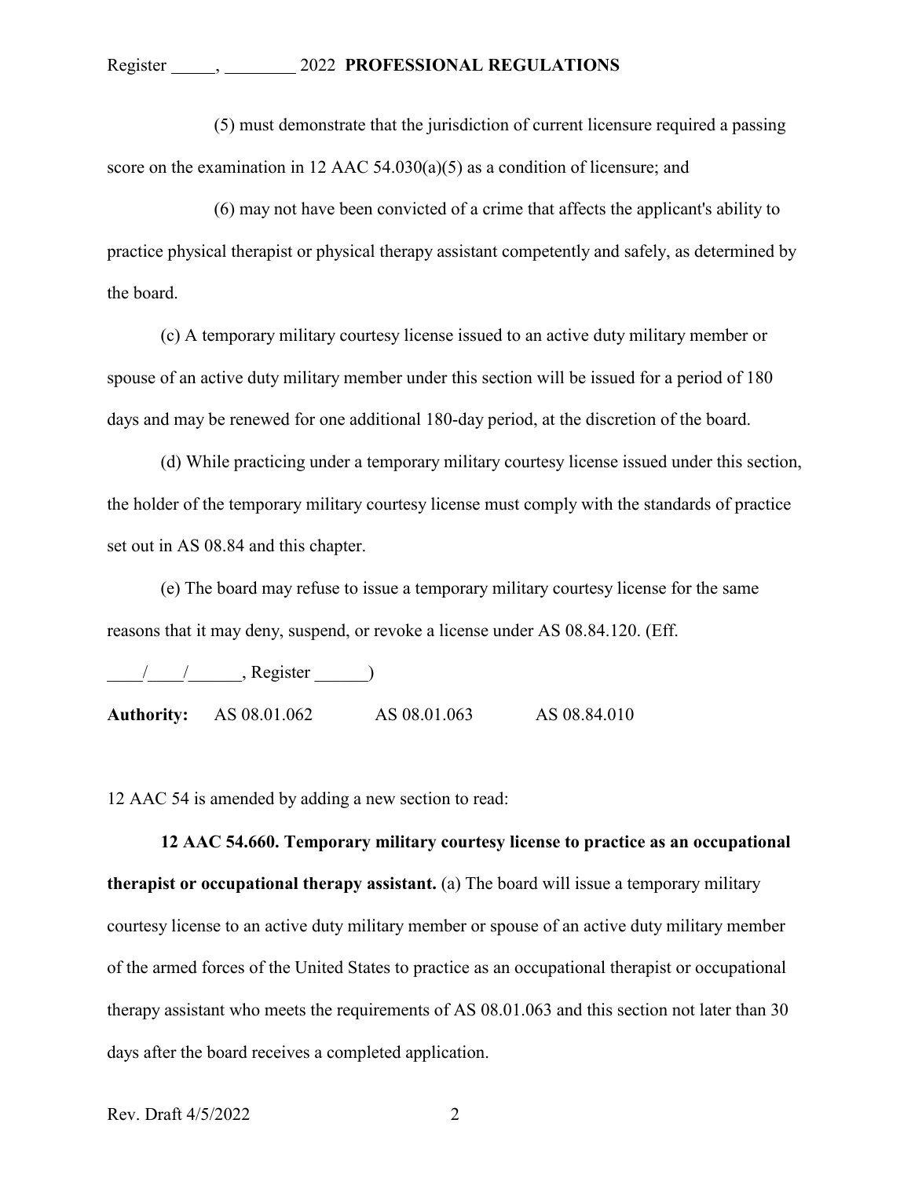(5) must demonstrate that the jurisdiction of current licensure required a passing score on the examination in 12 AAC 54.030(a)(5) as a condition of licensure; and

(6) may not have been convicted of a crime that affects the applicant's ability to practice physical therapist or physical therapy assistant competently and safely, as determined by the board.

(c) A temporary military courtesy license issued to an active duty military member or spouse of an active duty military member under this section will be issued for a period of 180 days and may be renewed for one additional 180-day period, at the discretion of the board.

(d) While practicing under a temporary military courtesy license issued under this section, the holder of the temporary military courtesy license must comply with the standards of practice set out in AS 08.84 and this chapter.

(e) The board may refuse to issue a temporary military courtesy license for the same reasons that it may deny, suspend, or revoke a license under AS 08.84.120. (Eff. ____/____/______, Register ______)

**Authority:** AS 08.01.062 AS 08.01.063 AS 08.84.010

12 AAC 54 is amended by adding a new section to read:

**12 AAC 54.660. Temporary military courtesy license to practice as an occupational therapist or occupational therapy assistant.** (a) The board will issue a temporary military courtesy license to an active duty military member or spouse of an active duty military member of the armed forces of the United States to practice as an occupational therapist or occupational therapy assistant who meets the requirements of AS 08.01.063 and this section not later than 30 days after the board receives a completed application.

Rev. Draft 4/5/2022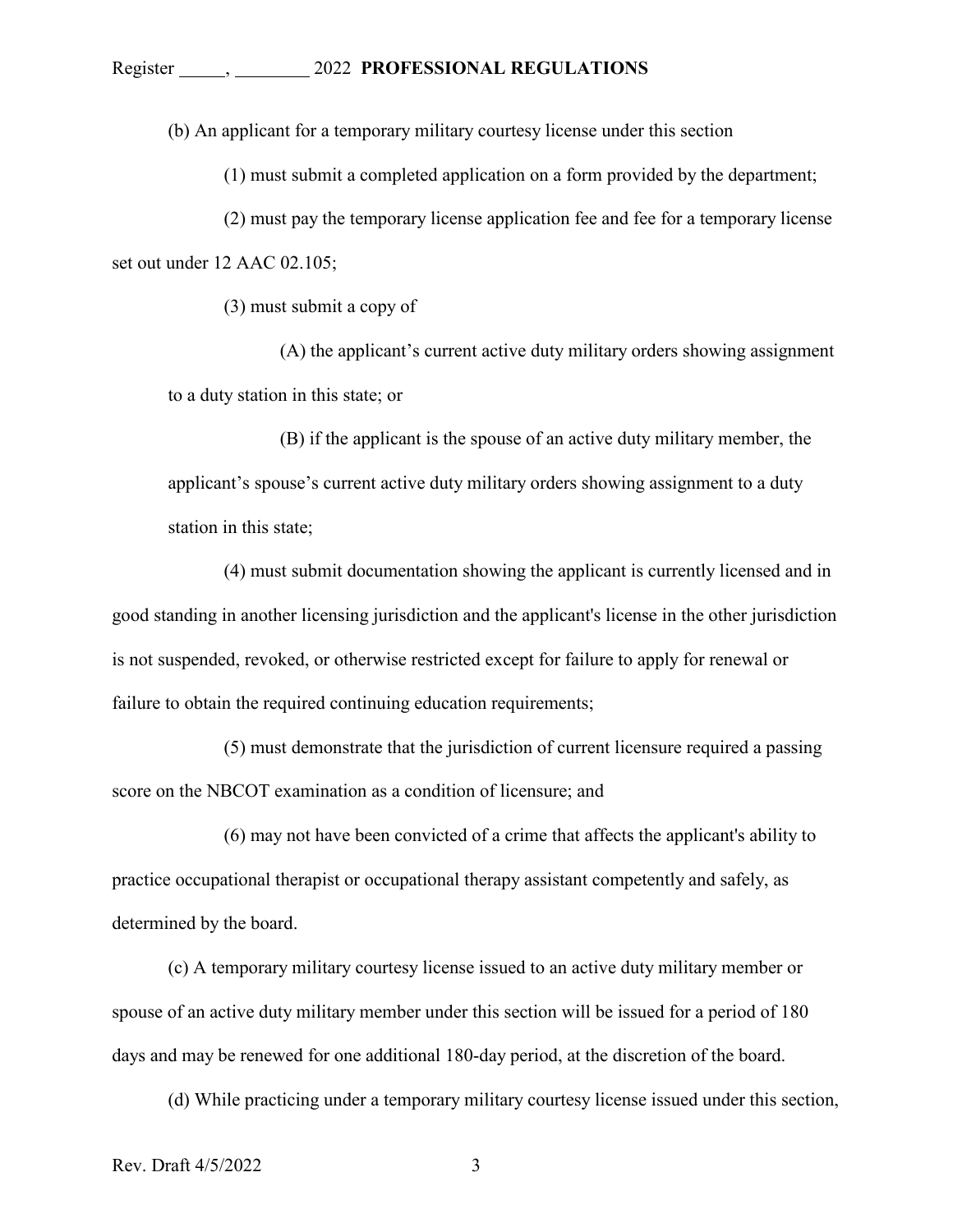(b) An applicant for a temporary military courtesy license under this section

(1) must submit a completed application on a form provided by the department;

(2) must pay the temporary license application fee and fee for a temporary license set out under 12 AAC 02.105;

(3) must submit a copy of

(A) the applicant's current active duty military orders showing assignment to a duty station in this state; or

(B) if the applicant is the spouse of an active duty military member, the applicant's spouse's current active duty military orders showing assignment to a duty station in this state;

(4) must submit documentation showing the applicant is currently licensed and in good standing in another licensing jurisdiction and the applicant's license in the other jurisdiction is not suspended, revoked, or otherwise restricted except for failure to apply for renewal or failure to obtain the required continuing education requirements;

(5) must demonstrate that the jurisdiction of current licensure required a passing score on the NBCOT examination as a condition of licensure; and

(6) may not have been convicted of a crime that affects the applicant's ability to practice occupational therapist or occupational therapy assistant competently and safely, as determined by the board.

(c) A temporary military courtesy license issued to an active duty military member or spouse of an active duty military member under this section will be issued for a period of 180 days and may be renewed for one additional 180-day period, at the discretion of the board.

(d) While practicing under a temporary military courtesy license issued under this section,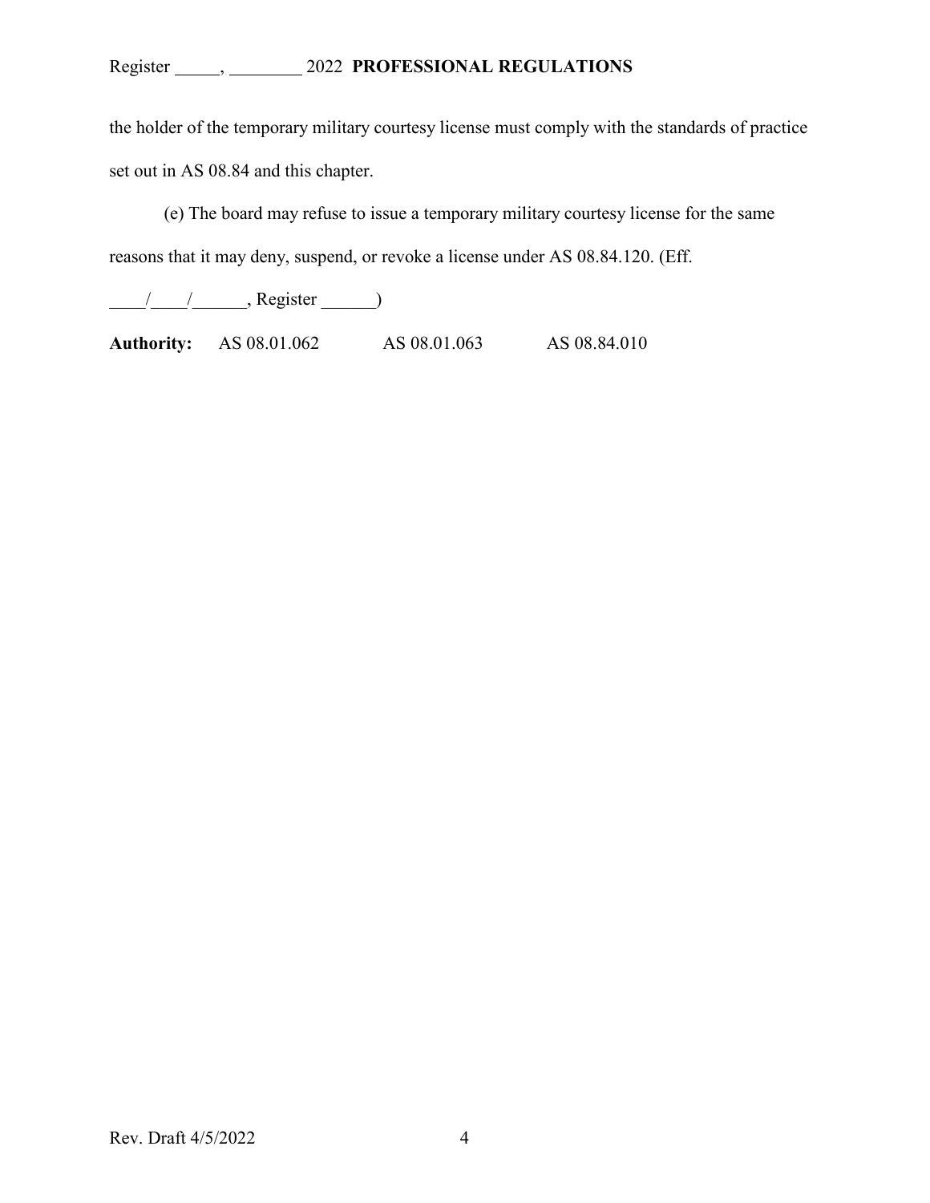the holder of the temporary military courtesy license must comply with the standards of practice set out in AS 08.84 and this chapter.

(e) The board may refuse to issue a temporary military courtesy license for the same reasons that it may deny, suspend, or revoke a license under AS 08.84.120. (Eff. \_\_\_\_/\_\_\_\_/\_\_\_\_\_\_, Register \_\_\_\_\_\_)

**Authority:** AS 08.01.062 AS 08.01.063 AS 08.84.010